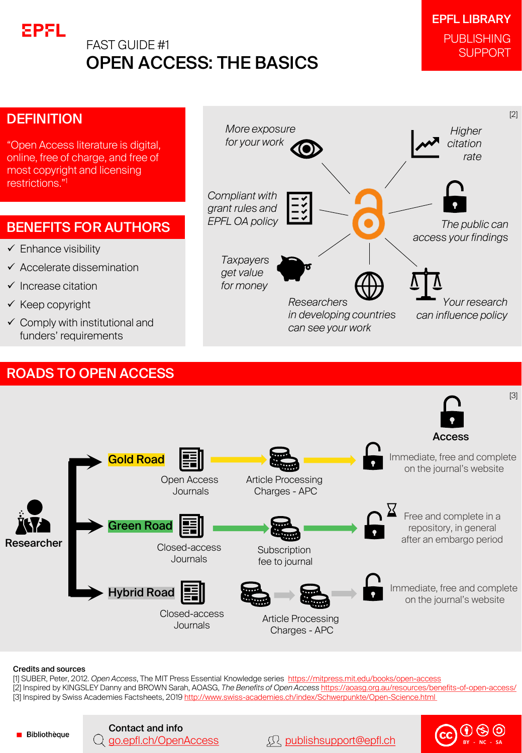EPFL

FAST GUIDE #1

# OPEN ACCESS: THE BASICS

**EPFL LIBRARY**
PUBLISHING SUPPORT

## DEFINITION

"Open Access literature is digital, online, free of charge, and free of most copyright and licensing restrictions."[1]

## BENEFITS FOR AUTHORS

- ✓ Enhance visibility
- ✓ Accelerate dissemination
- ✓ Increase citation
- ✓ Keep copyright
- ✓ Comply with institutional and funders' requirements

[2]

- *More exposure for your work*
- *Higher citation rate*
- *Compliant with grant rules and EPFL OA policy*
- *The public can access your findings*
- *Taxpayers get value for money*
- *Researchers in developing countries can see your work*
- *Your research can influence policy*

## ROADS TO OPEN ACCESS

[3]

Researcher

| Road | Journals | Cost | Access |
|---|---|---|---|
| **Gold Road** | Open Access Journals | Article Processing Charges - APC | Immediate, free and complete on the journal's website |
| **Green Road** | Closed-access Journals | Subscription fee to journal | Free and complete in a repository, in general after an embargo period |
| **Hybrid Road** | Closed-access Journals | Article Processing Charges - APC | Immediate, free and complete on the journal's website |

**Credits and sources**

[1] SUBER, Peter, 2012. *Open Access*, The MIT Press Essential Knowledge series https://mitpress.mit.edu/books/open-access
[2] Inspired by KINGSLEY Danny and BROWN Sarah, AOASG, *The Benefits of Open Access* https://aoasg.org.au/resources/benefits-of-open-access/
[3] Inspired by Swiss Academies Factsheets, 2019 http://www.swiss-academies.ch/index/Schwerpunkte/Open-Science.html

Bibliothèque

**Contact and info**
go.epfl.ch/OpenAccess
publishsupport@epfl.ch

CC BY - NC - SA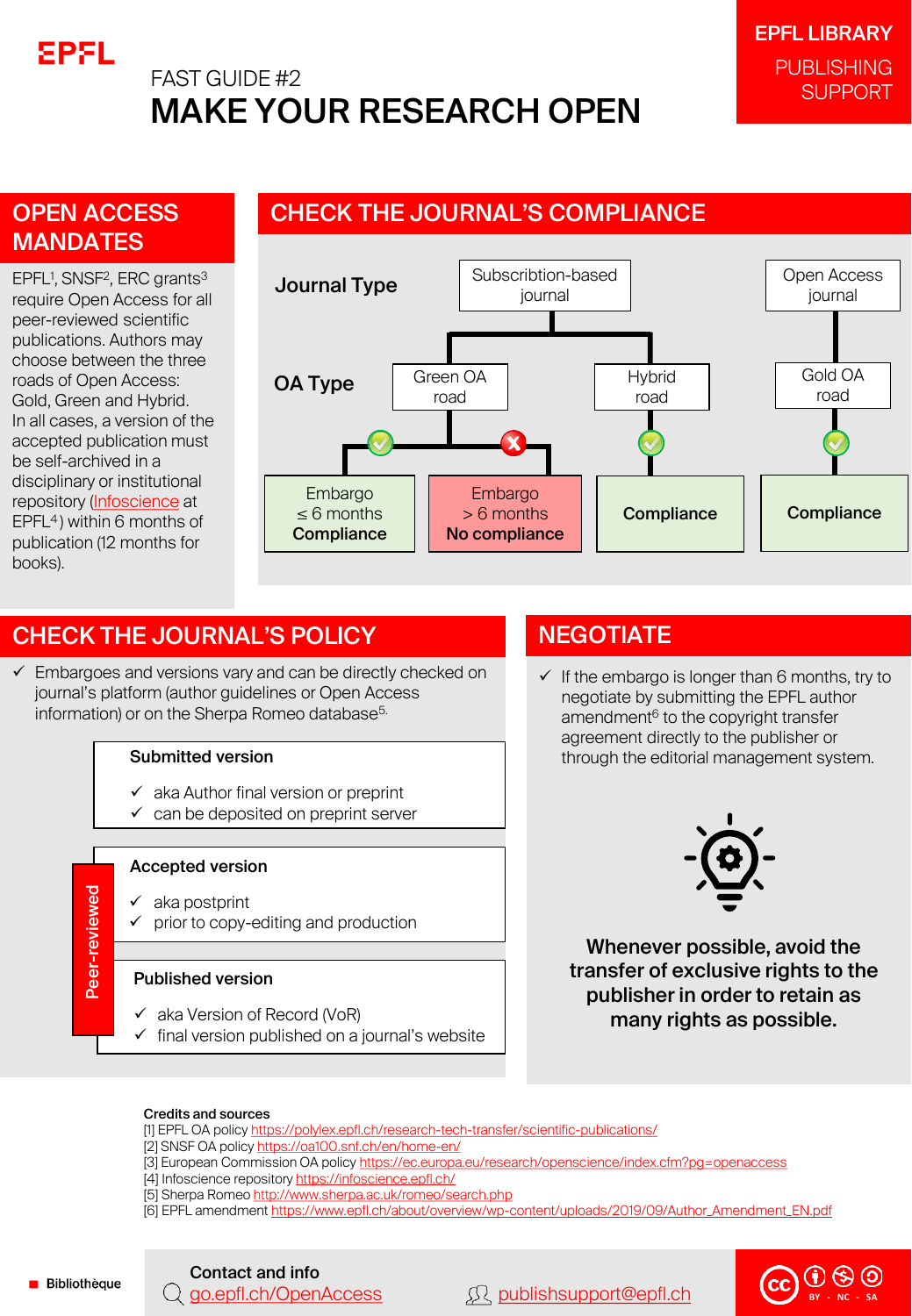EPFL

# FAST GUIDE #2
# MAKE YOUR RESEARCH OPEN

**EPFL LIBRARY**
PUBLISHING SUPPORT

## OPEN ACCESS MANDATES

EPFL[1], SNSF[2], ERC grants[3] require Open Access for all peer-reviewed scientific publications. Authors may choose between the three roads of Open Access: Gold, Green and Hybrid. In all cases, a version of the accepted publication must be self-archived in a disciplinary or institutional repository (Infoscience at EPFL[4]) within 6 months of publication (12 months for books).

## CHECK THE JOURNAL'S COMPLIANCE

**Journal Type**: Subscribtion-based journal | Open Access journal

**OA Type**:

- Subscribtion-based journal → Green OA road
  - Embargo ≤ 6 months → **Compliance**
  - Embargo > 6 months → **No compliance**
- Subscribtion-based journal → Hybrid road → **Compliance**
- Open Access journal → Gold OA road → **Compliance**

## CHECK THE JOURNAL'S POLICY

- ✓ Embargoes and versions vary and can be directly checked on journal's platform (author guidelines or Open Access information) or on the Sherpa Romeo database[5].

**Submitted version**
- ✓ aka Author final version or preprint
- ✓ can be deposited on preprint server

*Peer-reviewed:*

**Accepted version**
- ✓ aka postprint
- ✓ prior to copy-editing and production

**Published version**
- ✓ aka Version of Record (VoR)
- ✓ final version published on a journal's website

## NEGOTIATE

- ✓ If the embargo is longer than 6 months, try to negotiate by submitting the EPFL author amendment[6] to the copyright transfer agreement directly to the publisher or through the editorial management system.

**Whenever possible, avoid the transfer of exclusive rights to the publisher in order to retain as many rights as possible.**

**Credits and sources**

[1] EPFL OA policy https://polylex.epfl.ch/research-tech-transfer/scientific-publications/
[2] SNSF OA policy https://oa100.snf.ch/en/home-en/
[3] European Commission OA policy https://ec.europa.eu/research/openscience/index.cfm?pg=openaccess
[4] Infoscience repository https://infoscience.epfl.ch/
[5] Sherpa Romeo http://www.sherpa.ac.uk/romeo/search.php
[6] EPFL amendment https://www.epfl.ch/about/overview/wp-content/uploads/2019/09/Author_Amendment_EN.pdf

Bibliothèque

**Contact and info**
go.epfl.ch/OpenAccess
publishsupport@epfl.ch

CC BY - NC - SA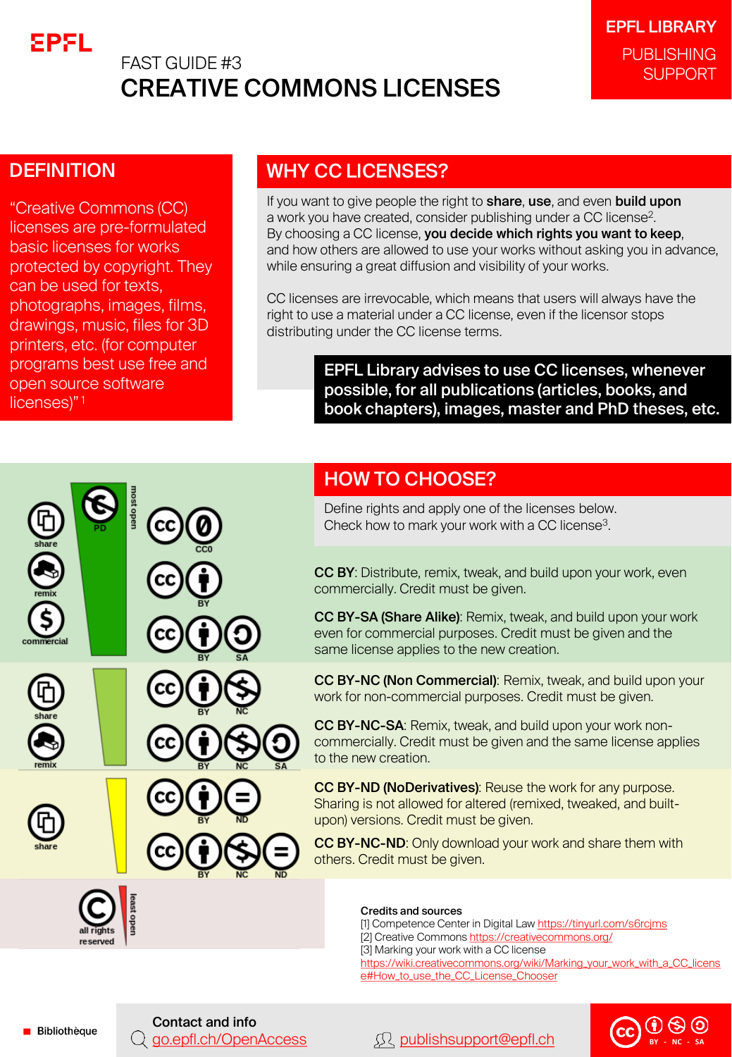EPFL

FAST GUIDE #3

# CREATIVE COMMONS LICENSES

EPFL LIBRARY
PUBLISHING SUPPORT

## DEFINITION

"Creative Commons (CC) licenses are pre-formulated basic licenses for works protected by copyright. They can be used for texts, photographs, images, films, drawings, music, files for 3D printers, etc. (for computer programs best use free and open source software licenses)" [1]

## WHY CC LICENSES?

If you want to give people the right to **share**, **use**, and even **build upon** a work you have created, consider publishing under a CC license[2].
By choosing a CC license, **you decide which rights you want to keep**, and how others are allowed to use your works without asking you in advance, while ensuring a great diffusion and visibility of your works.

CC licenses are irrevocable, which means that users will always have the right to use a material under a CC license, even if the licensor stops distributing under the CC license terms.

**EPFL Library advises to use CC licenses, whenever possible, for all publications (articles, books, and book chapters), images, master and PhD theses, etc.**

## HOW TO CHOOSE?

Define rights and apply one of the licenses below.
Check how to mark your work with a CC license[3].

share · remix · commercial — PD — most open

CC0

**CC BY**: Distribute, remix, tweak, and build upon your work, even commercially. Credit must be given.

**CC BY-SA (Share Alike)**: Remix, tweak, and build upon your work even for commercial purposes. Credit must be given and the same license applies to the new creation.

share · remix

**CC BY-NC (Non Commercial)**: Remix, tweak, and build upon your work for non-commercial purposes. Credit must be given.

**CC BY-NC-SA**: Remix, tweak, and build upon your work non-commercially. Credit must be given and the same license applies to the new creation.

share

**CC BY-ND (NoDerivatives)**: Reuse the work for any purpose. Sharing is not allowed for altered (remixed, tweaked, and built-upon) versions. Credit must be given.

**CC BY-NC-ND**: Only download your work and share them with others. Credit must be given.

all rights reserved — least open

**Credits and sources**
[1] Competence Center in Digital Law https://tinyurl.com/s6rcjms
[2] Creative Commons https://creativecommons.org/
[3] Marking your work with a CC license https://wiki.creativecommons.org/wiki/Marking_your_work_with_a_CC_license#How_to_use_the_CC_License_Chooser

Bibliothèque

**Contact and info**
go.epfl.ch/OpenAccess
publishsupport@epfl.ch

CC BY - NC - SA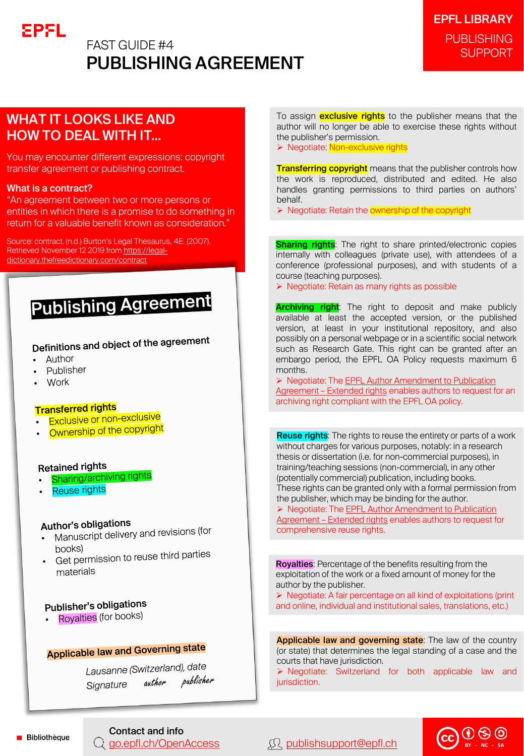# FAST GUIDE #4

# PUBLISHING AGREEMENT

EPFL LIBRARY
PUBLISHING SUPPORT

## WHAT IT LOOKS LIKE AND HOW TO DEAL WITH IT…

You may encounter different expressions: copyright transfer agreement or publishing contract.

**What is a contract?**

"An agreement between two or more persons or entities in which there is a promise to do something in return for a valuable benefit known as consideration."

Source: contract. (n.d.) Burton's Legal Thesaurus, 4E. (2007). Retrieved November 12 2019 from https://legal-dictionary.thefreedictionary.com/contract

### Publishing Agreement

**Definitions and object of the agreement**

- Author
- Publisher
- Work

**Transferred rights**

- Exclusive or non-exclusive
- Ownership of the copyright

**Retained rights**

- Sharing/archiving rights
- Reuse rights

**Author's obligations**

- Manuscript delivery and revisions (for books)
- Get permission to reuse third parties materials

**Publisher's obligations**

- Royalties (for books)

**Applicable law and Governing state**

*Lausanne (Switzerland), date*

Signature *author* *publisher*

To assign **exclusive rights** to the publisher means that the author will no longer be able to exercise these rights without the publisher's permission.

➤ Negotiate: Non-exclusive rights

**Transferring copyright** means that the publisher controls how the work is reproduced, distributed and edited. He also handles granting permissions to third parties on authors' behalf.

➤ Negotiate: Retain the ownership of the copyright

**Sharing rights**: The right to share printed/electronic copies internally with colleagues (private use), with attendees of a conference (professional purposes), and with students of a course (teaching purposes).

➤ Negotiate: Retain as many rights as possible

**Archiving right**: The right to deposit and make publicly available at least the accepted version, or the published version, at least in your institutional repository, and also possibly on a personal webpage or in a scientific social network such as Research Gate. This right can be granted after an embargo period, the EPFL OA Policy requests maximum 6 months.

➤ Negotiate: The EPFL Author Amendment to Publication Agreement – Extended rights enables authors to request for an archiving right compliant with the EPFL OA policy.

**Reuse rights**: The rights to reuse the entirety or parts of a work without charges for various purposes, notably: in a research thesis or dissertation (i.e. for non-commercial purposes), in training/teaching sessions (non-commercial), in any other (potentially commercial) publication, including books.
These rights can be granted only with a formal permission from the publisher, which may be binding for the author.

➤ Negotiate: The EPFL Author Amendment to Publication Agreement – Extended rights enables authors to request for comprehensive reuse rights.

**Royalties**: Percentage of the benefits resulting from the exploitation of the work or a fixed amount of money for the author by the publisher.

➤ Negotiate: A fair percentage on all kind of exploitations (print and online, individual and institutional sales, translations, etc.)

**Applicable law and governing state**: The law of the country (or state) that determines the legal standing of a case and the courts that have jurisdiction.

➤ Negotiate: Switzerland for both applicable law and jurisdiction.

Bibliothèque

Contact and info

go.epfl.ch/OpenAccess

publishsupport@epfl.ch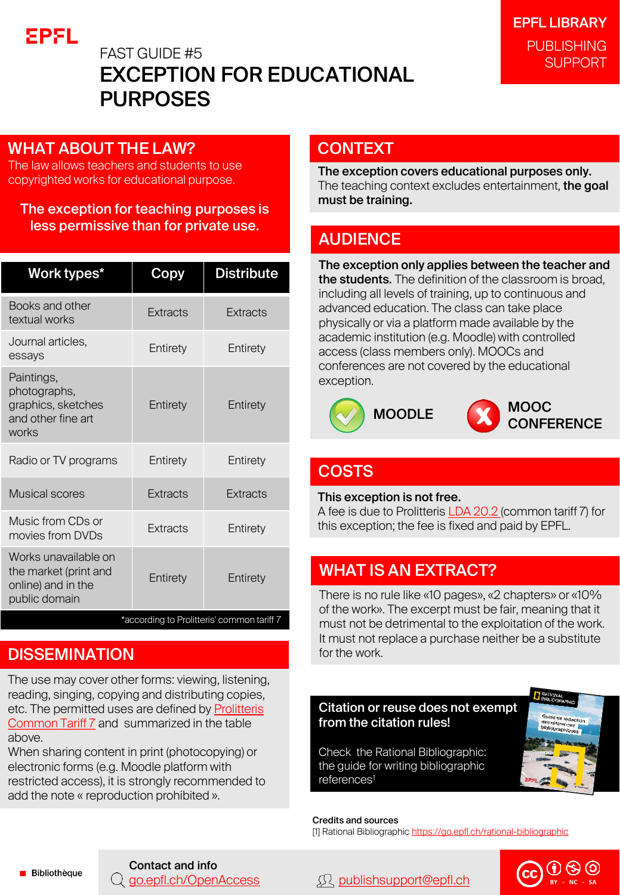EPFL

FAST GUIDE #5

# EXCEPTION FOR EDUCATIONAL PURPOSES

EPFL LIBRARY
PUBLISHING SUPPORT

## WHAT ABOUT THE LAW?

The law allows teachers and students to use copyrighted works for educational purpose.

**The exception for teaching purposes is less permissive than for private use.**

| Work types* | Copy | Distribute |
|---|---|---|
| Books and other textual works | Extracts | Extracts |
| Journal articles, essays | Entirety | Entirety |
| Paintings, photographs, graphics, sketches and other fine art works | Entirety | Entirety |
| Radio or TV programs | Entirety | Entirety |
| Musical scores | Extracts | Extracts |
| Music from CDs or movies from DVDs | Extracts | Entirety |
| Works unavailable on the market (print and online) and in the public domain | Entirety | Entirety |

*according to Prolitteris' common tariff 7

## DISSEMINATION

The use may cover other forms: viewing, listening, reading, singing, copying and distributing copies, etc. The permitted uses are defined by Prolitteris Common Tariff 7 and summarized in the table above.
When sharing content in print (photocopying) or electronic forms (e.g. Moodle platform with restricted access), it is strongly recommended to add the note « reproduction prohibited ».

## CONTEXT

**The exception covers educational purposes only.** The teaching context excludes entertainment, **the goal must be training.**

## AUDIENCE

**The exception only applies between the teacher and the students.** The definition of the classroom is broad, including all levels of training, up to continuous and advanced education. The class can take place physically or via a platform made available by the academic institution (e.g. Moodle) with controlled access (class members only). MOOCs and conferences are not covered by the educational exception.

✔ MOODLE ✘ MOOC CONFERENCE

## COSTS

**This exception is not free.**
A fee is due to Prolitteris LDA 20.2 (common tariff 7) for this exception; the fee is fixed and paid by EPFL.

## WHAT IS AN EXTRACT?

There is no rule like «10 pages», «2 chapters» or «10% of the work». The excerpt must be fair, meaning that it must not be detrimental to the exploitation of the work. It must not replace a purchase neither be a substitute for the work.

**Citation or reuse does not exempt from the citation rules!**

Check the Rational Bibliographic: the guide for writing bibliographic references[1]

**Credits and sources**
[1] Rational Bibliographic https://go.epfl.ch/rational-bibliographic

Bibliothèque

**Contact and info**
go.epfl.ch/OpenAccess
publishsupport@epfl.ch

CC BY - NC - SA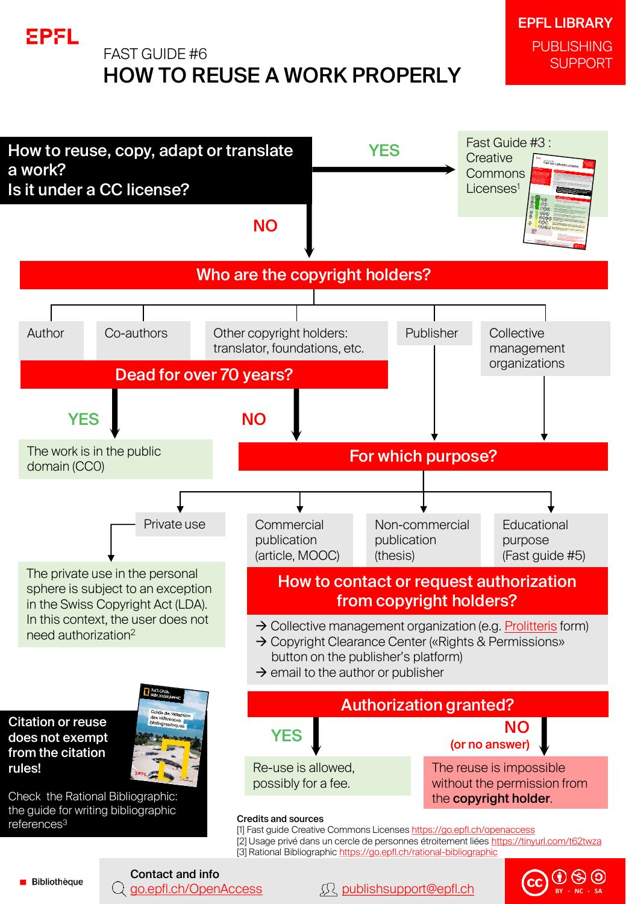EPFL

# FAST GUIDE #6
# HOW TO REUSE A WORK PROPERLY

**EPFL LIBRARY**
PUBLISHING SUPPORT

## How to reuse, copy, adapt or translate a work? Is it under a CC license?

YES → Fast Guide #3 : Creative Commons Licenses[1]

NO ↓

## Who are the copyright holders?

- Author
- Co-authors
- Other copyright holders: translator, foundations, etc.
- Publisher
- Collective management organizations

### Dead for over 70 years?

YES → The work is in the public domain (CC0)

NO ↓

## For which purpose?

- Private use → The private use in the personal sphere is subject to an exception in the Swiss Copyright Act (LDA). In this context, the user does not need authorization[2]
- Commercial publication (article, MOOC)
- Non-commercial publication (thesis)
- Educational purpose (Fast guide #5)

## How to contact or request authorization from copyright holders?

→ Collective management organization (e.g. Prolitteris form)
→ Copyright Clearance Center («Rights & Permissions» button on the publisher's platform)
→ email to the author or publisher

## Authorization granted?

YES → Re-use is allowed, possibly for a fee.

NO (or no answer) → The reuse is impossible without the permission from the **copyright holder**.

**Citation or reuse does not exempt from the citation rules!**

Check the Rational Bibliographic: the guide for writing bibliographic references[3]

**Credits and sources**
[1] Fast guide Creative Commons Licenses https://go.epfl.ch/openaccess
[2] Usage privé dans un cercle de personnes étroitement liées https://tinyurl.com/t62twza
[3] Rational Bibliographic https://go.epfl.ch/rational-bibliographic

Bibliothèque

**Contact and info**
go.epfl.ch/OpenAccess
publishsupport@epfl.ch

CC BY - NC - SA